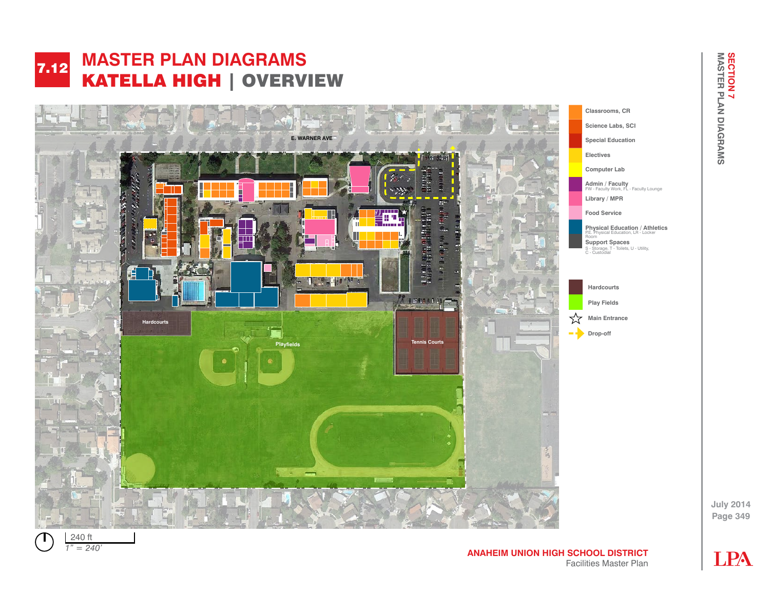# 7.12 MASTER PLAN DIAGRAMS

## KATELLA HIGH | OVERVIEW

E. WARNER AVE

Hardcourts

Playfields

Tennis Courts

- Classrooms, CR
- Science Labs, SCI
- Special Education
- Electives
- Computer Lab
- Admin / Faculty — FW - Faculty Work, FL - Faculty Lounge
- Library / MPR
- Food Service
- Physical Education / Athletics — P.E. Physical Education, LR - Locker Room
- Support Spaces — S - Storage, T - Toilets, U - Utility, C - Custodial

- Hardcourts
- Play Fields
- Main Entrance
- Drop-off

240 ft
*1" = 240'*

SECTION 7
MASTER PLAN DIAGRAMS

July 2014

**ANAHEIM UNION HIGH SCHOOL DISTRICT**
Facilities Master Plan

LPA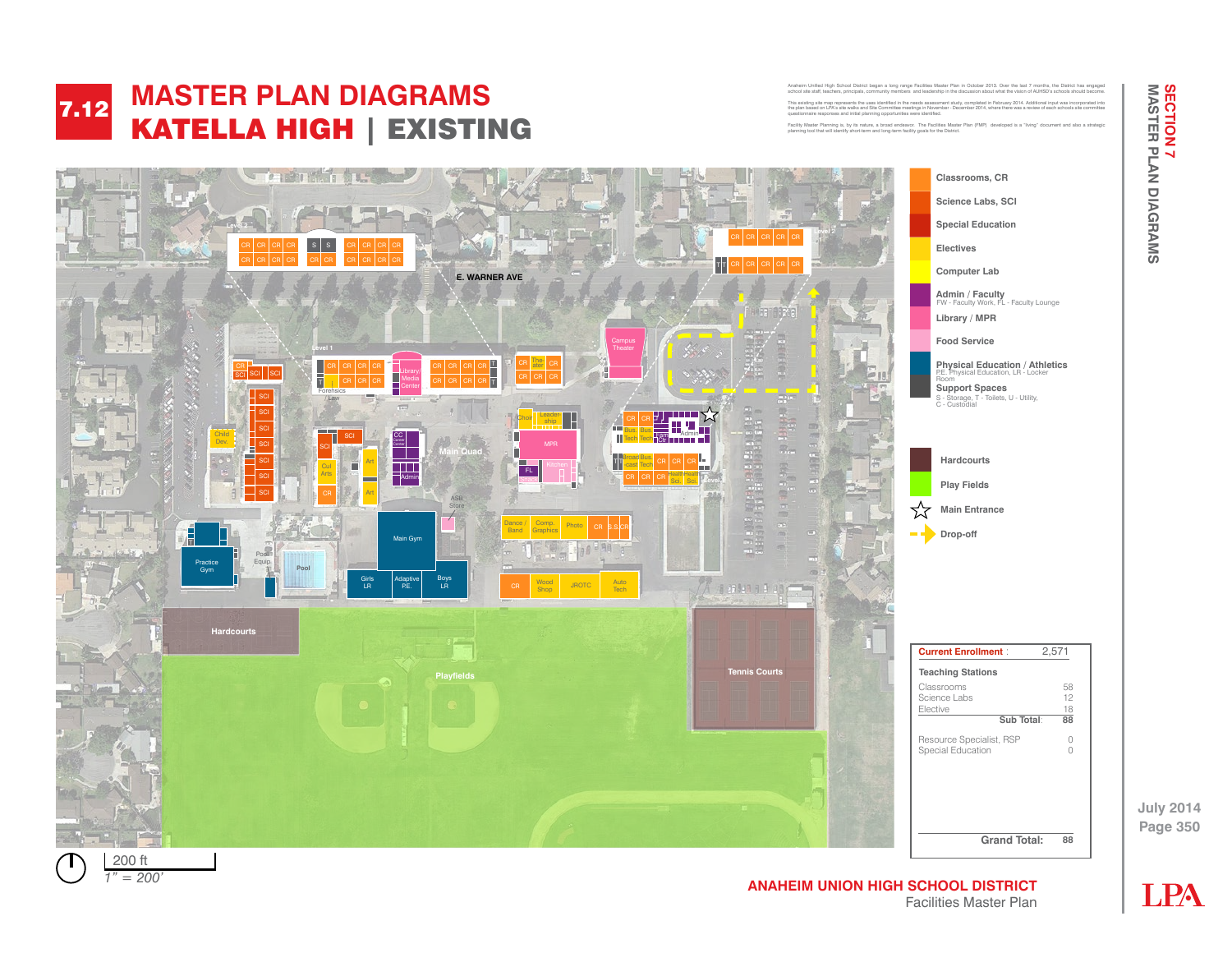# 7.12 MASTER PLAN DIAGRAMS

# KATELLA HIGH | EXISTING

Anaheim Unified High School District began a long range Facilities Master Plan in October 2013. Over the last 7 months, the District has engaged school site staff, teachers, principals, community members and leadership in the discussion about what the vision of AUHSD's schools should become.

This existing site map represents the uses identified in the needs assessment study, completed in February 2014. Additional input was incorporated into the plan based on LPA's site walks and Site Committee meetings in November - December 2014, where there was a review of each schools site committee questionnaire responses and initial planning opportunities were identified.

Facility Master Planning is, by its nature, a broad endeavor. The Facilities Master Plan (FMP) developed is a "living" document and also a strategic planning tool that will identify short-term and long-term facility goals for the District.

**Legend**

- Classrooms, CR
- Science Labs, SCI
- Special Education
- Electives
- Computer Lab
- Admin / Faculty — FW - Faculty Work, FL - Faculty Lounge
- Library / MPR
- Food Service
- Physical Education / Athletics — P.E. Physical Education, LR - Locker Room
- Support Spaces — S - Storage, T - Toilets, U - Utility, C - Custodial
- Hardcourts
- Play Fields
- Main Entrance
- Drop-off

| Current Enrollment : | 2,571 |
|---|---|
| **Teaching Stations** | |
| Classrooms | 58 |
| Science Labs | 12 |
| Elective | 18 |
| **Sub Total:** | **88** |
| Resource Specialist, RSP | 0 |
| Special Education | 0 |
| **Grand Total:** | **88** |

200 ft
1" = 200'

**ANAHEIM UNION HIGH SCHOOL DISTRICT**
Facilities Master Plan

July 2014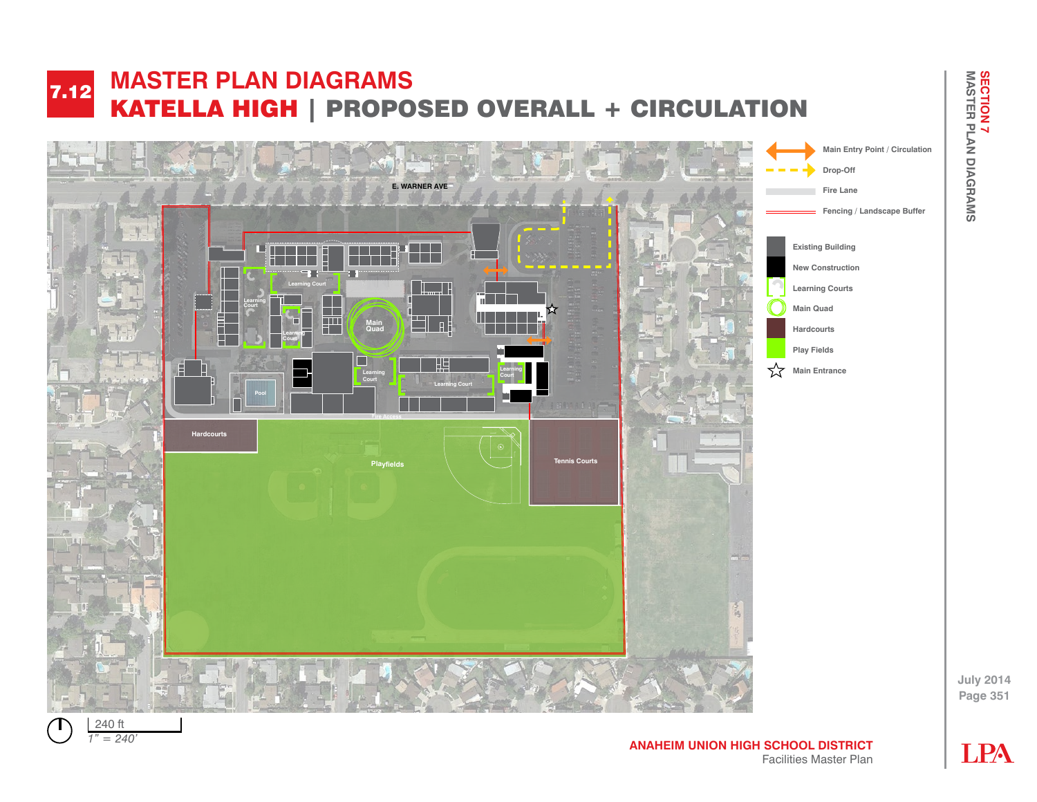# 7.12 MASTER PLAN DIAGRAMS

## KATELLA HIGH | PROPOSED OVERALL + CIRCULATION

E. WARNER AVE

Learning Court

Learning Court

Learning Court

Main Quad

Learning Court

Learning Court

Learning Court

Pool

Fire Access

Hardcourts

Playfields

Tennis Courts

- Main Entry Point / Circulation
- Drop-Off
- Fire Lane
- Fencing / Landscape Buffer

- Existing Building
- New Construction
- Learning Courts
- Main Quad
- Hardcourts
- Play Fields
- Main Entrance

240 ft

*1" = 240'*

July 2014

**ANAHEIM UNION HIGH SCHOOL DISTRICT**

Facilities Master Plan

SECTION 7

MASTER PLAN DIAGRAMS

LPA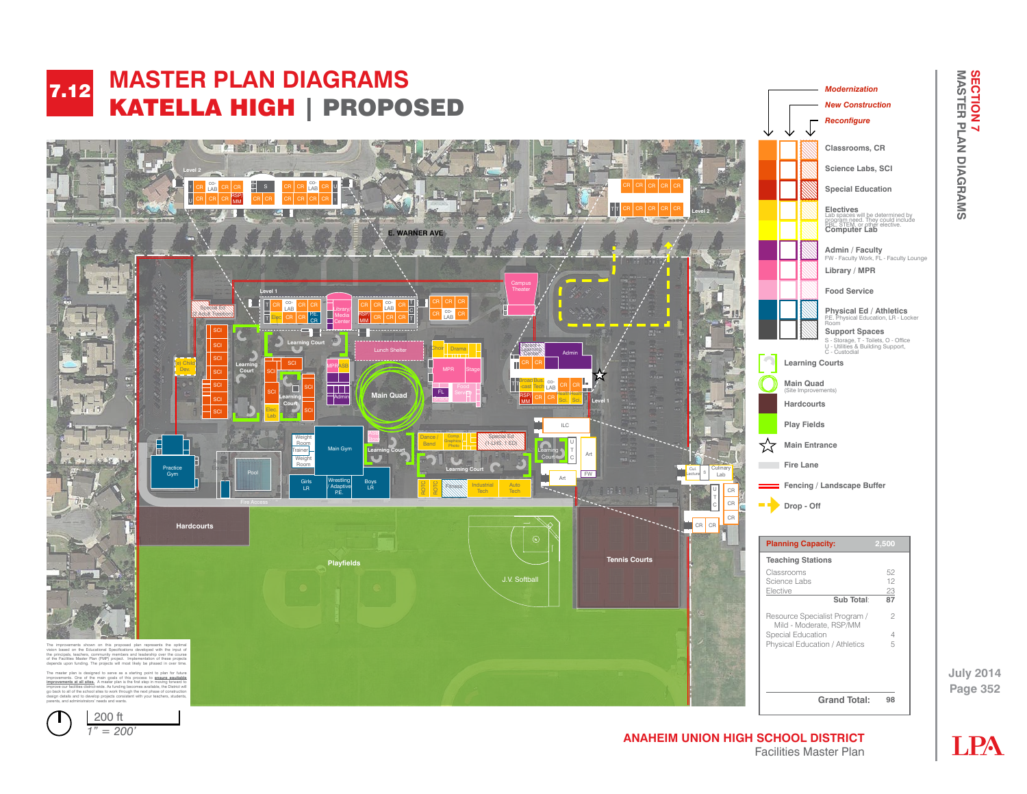# 7.12 MASTER PLAN DIAGRAMS

## KATELLA HIGH | PROPOSED

**Legend**

- *Modernization*
- *New Construction*
- *Reconfigure*

- Classrooms, CR
- Science Labs, SCI
- Special Education
- Electives — Lab spaces will be determined by program need. They could include PBL, STEM, or other elective.
- Computer Lab
- Admin / Faculty — FW - Faculty Work, FL - Faculty Lounge
- Library / MPR
- Food Service
- Physical Ed / Athletics — P.E. Physical Education, LR - Locker Room
- Support Spaces — S - Storage, T - Toilets, O - Office, U - Utilities & Building Support, C - Custodial
- Learning Courts
- Main Quad (Site Improvements)
- Hardcourts
- Play Fields
- Main Entrance
- Fire Lane
- Fencing / Landscape Buffer
- Drop - Off

| Planning Capacity: | 2,500 |
|---|---|
| **Teaching Stations** | |
| Classrooms | 52 |
| Science Labs | 12 |
| Elective | 23 |
| **Sub Total:** | **87** |
| Resource Specialist Program / Mild - Moderate, RSP/MM | 2 |
| Special Education | 4 |
| Physical Education / Athletics | 5 |
| **Grand Total:** | **98** |

The improvements shown on this proposed plan represents the optimal vision based on the Educational Specifications developed with the input of the principals, teachers, community members and leadership over the course of the Facilities Master Plan (FMP) project. Implementation of these projects depends upon funding. The projects will most likely be phased in over time.

The master plan is designed to serve as a starting point to plan for future improvements. One of the main goals of this process to **ensure equitable improvements at all sites.** A master plan is the first step in moving forward to improve our facilities district-wide. As funding becomes available, the District will go back to all of the school sites to work through the next phase of construction design details and to develop projects consistent with your teachers, students, parents, and administrators' needs and wants.

200 ft
*1" = 200'*

**ANAHEIM UNION HIGH SCHOOL DISTRICT**
Facilities Master Plan

July 2014

SECTION 7 MASTER PLAN DIAGRAMS

LPA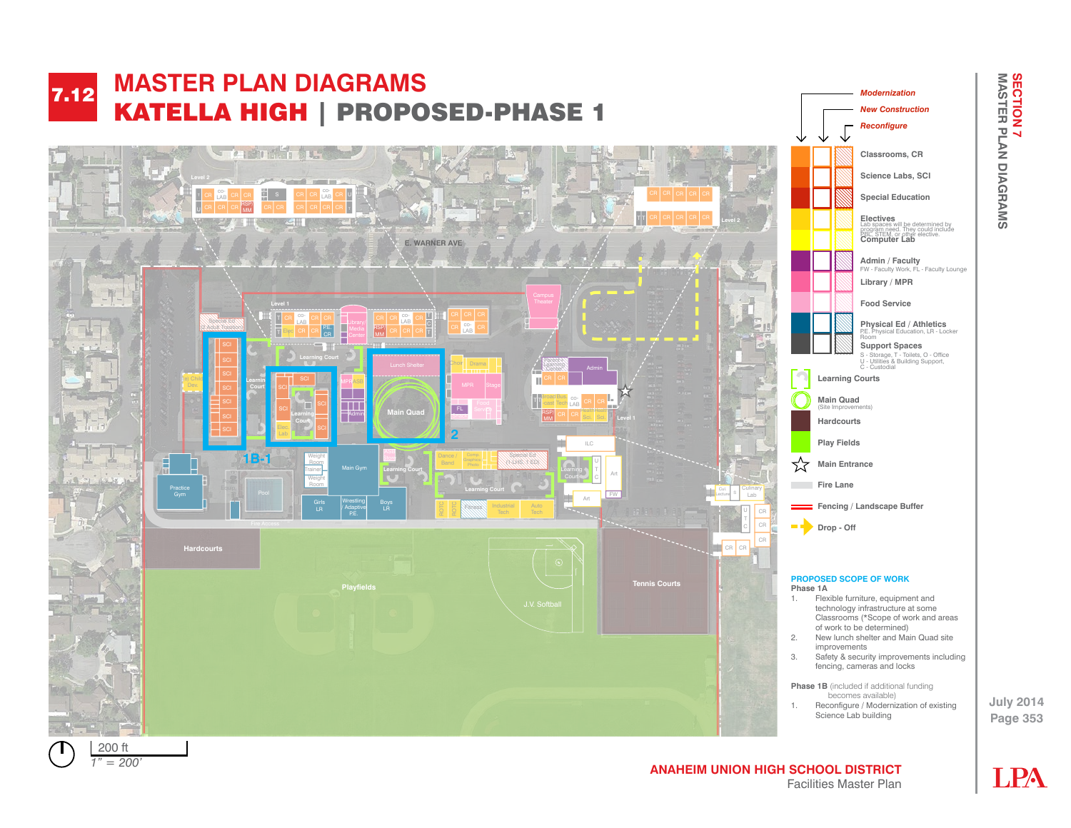# 7.12 MASTER PLAN DIAGRAMS

## KATELLA HIGH | PROPOSED-PHASE 1

*Modernization*
*New Construction*
*Reconfigure*

- Classrooms, CR
- Science Labs, SCI
- Special Education
- Electives
  Lab spaces will be determined by program need. They could include PBL, STEM, or other elective.
- Computer Lab
- Admin / Faculty
  FW - Faculty Work, FL - Faculty Lounge
- Library / MPR
- Food Service
- Physical Ed / Athletics
  P.E. Physical Education, LR - Locker Room
- Support Spaces
  S - Storage, T - Toilets, O - Office
  U - Utilities & Building Support,
  C - Custodial
- Learning Courts
- Main Quad
  (Site Improvements)
- Hardcourts
- Play Fields
- Main Entrance
- Fire Lane
- Fencing / Landscape Buffer
- Drop - Off

**PROPOSED SCOPE OF WORK**

**Phase 1A**

1. Flexible furniture, equipment and technology infrastructure at some Classrooms (*Scope of work and areas of work to be determined)
2. New lunch shelter and Main Quad site improvements
3. Safety & security improvements including fencing, cameras and locks

**Phase 1B** (included if additional funding becomes available)

1. Reconfigure / Modernization of existing Science Lab building

200 ft
1" = 200'

**ANAHEIM UNION HIGH SCHOOL DISTRICT**
Facilities Master Plan

SECTION 7
MASTER PLAN DIAGRAMS

July 2014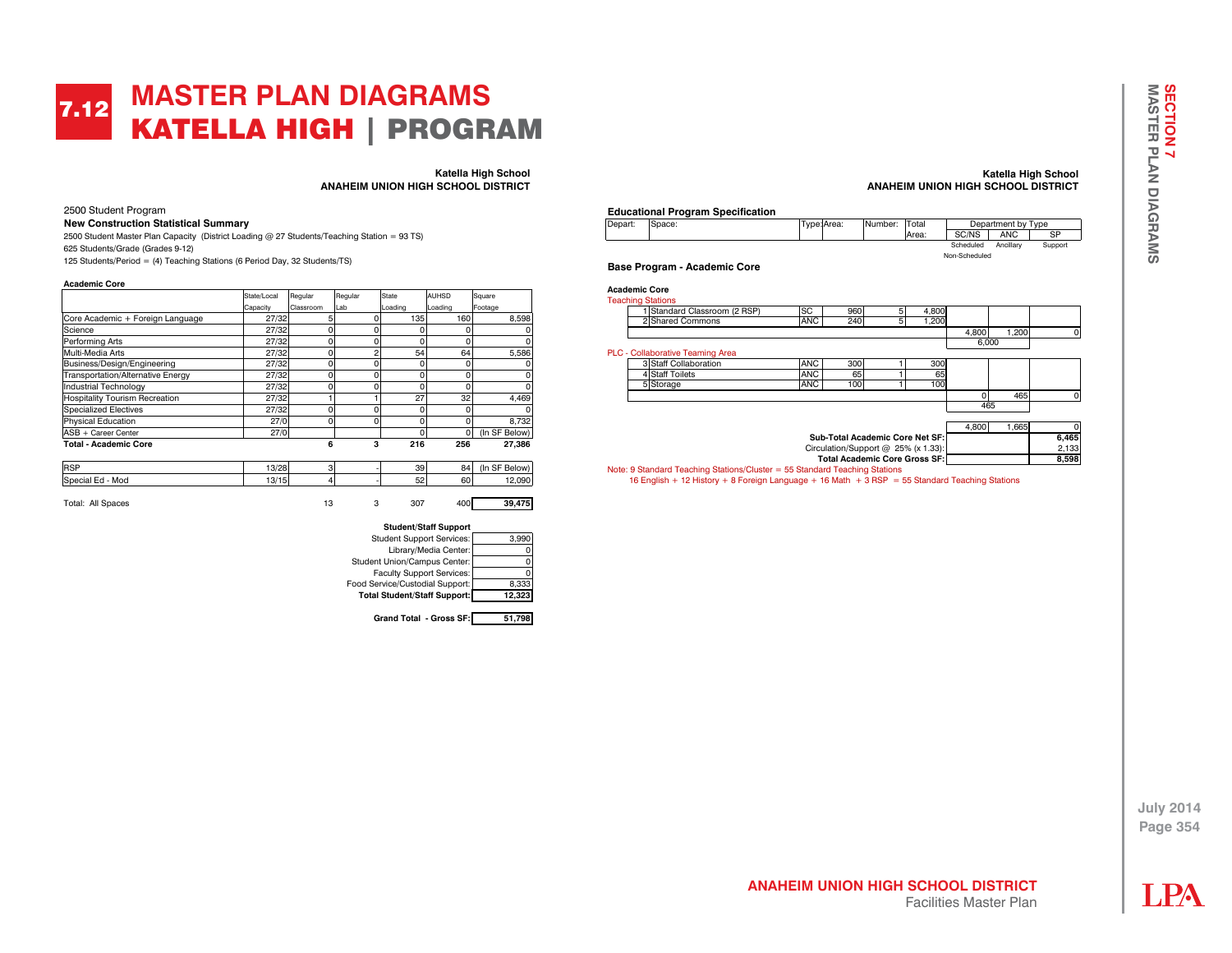# 7.12 MASTER PLAN DIAGRAMS
# KATELLA HIGH | PROGRAM

**Katella High School**
**ANAHEIM UNION HIGH SCHOOL DISTRICT**

2500 Student Program

**New Construction Statistical Summary**

2500 Student Master Plan Capacity (District Loading @ 27 Students/Teaching Station = 93 TS)

625 Students/Grade (Grades 9-12)

125 Students/Period = (4) Teaching Stations (6 Period Day, 32 Students/TS)

**Academic Core**

| | State/Local Capacity | Regular Classroom | Regular Lab | State Loading | AUHSD Loading | Square Footage |
|---|---|---|---|---|---|---|
| Core Academic + Foreign Language | 27/32 | 5 | 0 | 135 | 160 | 8,598 |
| Science | 27/32 | 0 | 0 | 0 | 0 | 0 |
| Performing Arts | 27/32 | 0 | 0 | 0 | 0 | 0 |
| Multi-Media Arts | 27/32 | 0 | 2 | 54 | 64 | 5,586 |
| Business/Design/Engineering | 27/32 | 0 | 0 | 0 | 0 | 0 |
| Transportation/Alternative Energy | 27/32 | 0 | 0 | 0 | 0 | 0 |
| Industrial Technology | 27/32 | 0 | 0 | 0 | 0 | 0 |
| Hospitality Tourism Recreation | 27/32 | 1 | 1 | 27 | 32 | 4,469 |
| Specialized Electives | 27/32 | 0 | 0 | 0 | 0 | 0 |
| Physical Education | 27/0 | 0 | 0 | 0 | 0 | 8,732 |
| ASB + Career Center | 27/0 | | | 0 | 0 | (In SF Below) |
| **Total - Academic Core** | | **6** | **3** | **216** | **256** | **27,386** |
| | | | | | | |
| RSP | 13/28 | 3 | - | 39 | 84 | (In SF Below) |
| Special Ed - Mod | 13/15 | 4 | - | 52 | 60 | 12,090 |
| | | | | | | |
| Total: All Spaces | | 13 | 3 | 307 | 400 | **39,475** |

**Student/Staff Support**

| | |
|---|---|
| Student Support Services: | 3,990 |
| Library/Media Center: | 0 |
| Student Union/Campus Center: | 0 |
| Faculty Support Services: | 0 |
| Food Service/Custodial Support: | 8,333 |
| **Total Student/Staff Support:** | **12,323** |
| | |
| **Grand Total - Gross SF:** | **51,798** |

**Katella High School**
**ANAHEIM UNION HIGH SCHOOL DISTRICT**

**Educational Program Specification**

**Base Program - Academic Core**

**Academic Core**

| Depart: | Space: | Type: | Area: | Number: | Total Area: | SC/NS (Scheduled / Non-Scheduled) | ANC (Ancillary) | SP (Support) |
|---|---|---|---|---|---|---|---|---|
| Teaching Stations | | | | | | | | |
| 1 | Standard Classroom (2 RSP) | SC | 960 | 5 | 4,800 | | | |
| 2 | Shared Commons | ANC | 240 | 5 | 1,200 | | | |
| | | | | | | 4,800 | 1,200 | 0 |
| | | | | | | 6,000 | | |
| PLC - Collaborative Teaming Area | | | | | | | | |
| 3 | Staff Collaboration | ANC | 300 | 1 | 300 | | | |
| 4 | Staff Toilets | ANC | 65 | 1 | 65 | | | |
| 5 | Storage | ANC | 100 | 1 | 100 | | | |
| | | | | | | 0 | 465 | 0 |
| | | | | | | 465 | | |
| | | | | | | 4,800 | 1,665 | 0 |
| | **Sub-Total Academic Core Net SF:** | | | | | | | **6,465** |
| | Circulation/Support @ 25% (x 1.33): | | | | | | | 2,133 |
| | **Total Academic Core Gross SF:** | | | | | | | **8,598** |

Note: 9 Standard Teaching Stations/Cluster = 55 Standard Teaching Stations
16 English + 12 History + 8 Foreign Language + 16 Math + 3 RSP = 55 Standard Teaching Stations

SECTION 7 MASTER PLAN DIAGRAMS

July 2014

ANAHEIM UNION HIGH SCHOOL DISTRICT
Facilities Master Plan

LPA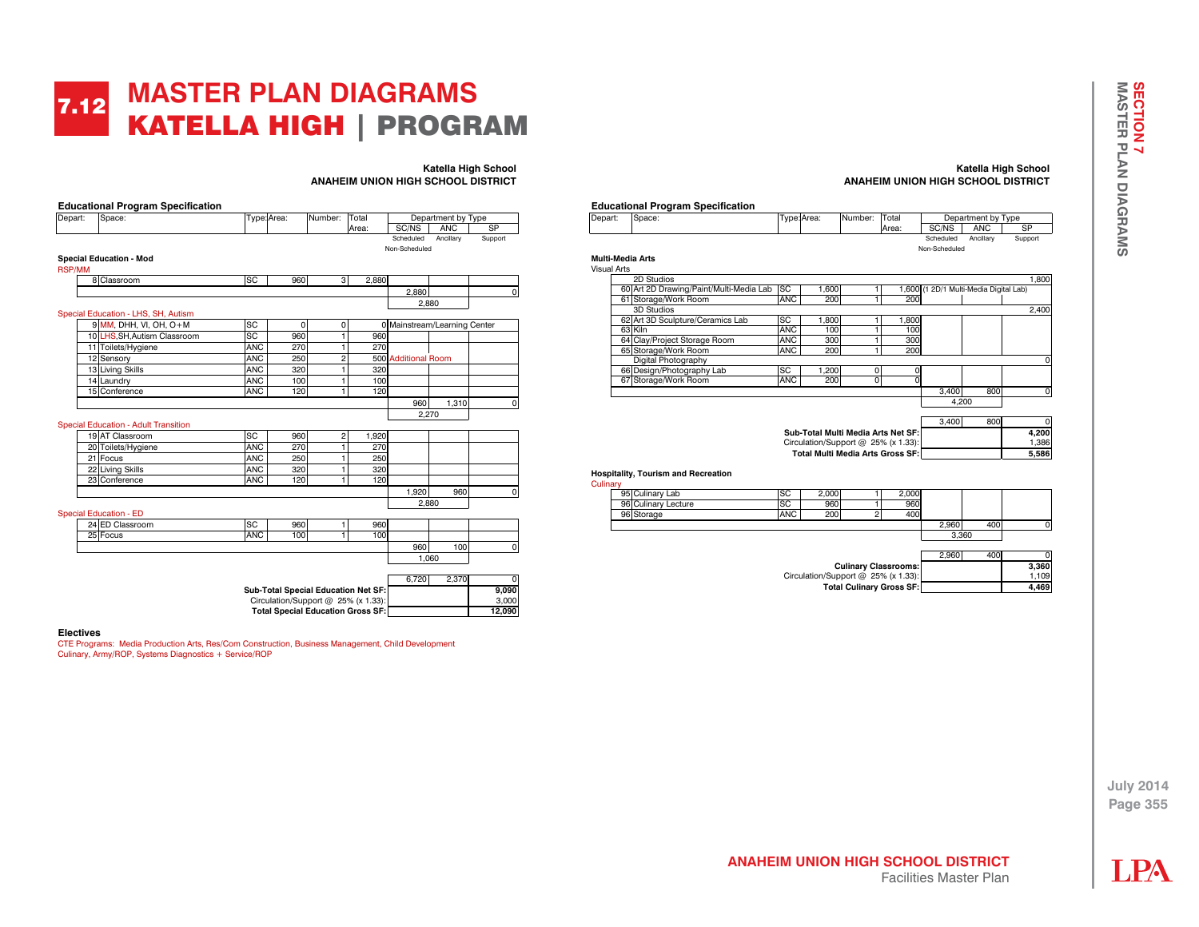# 7.12 MASTER PLAN DIAGRAMS

## KATELLA HIGH | PROGRAM

**Katella High School**
**ANAHEIM UNION HIGH SCHOOL DISTRICT**

### Educational Program Specification

| Depart: | Space: | Type: | Area: | Number: | Total Area: | SC/NS (Scheduled Non-Scheduled) | ANC (Ancillary) | SP (Support) |
|---|---|---|---|---|---|---|---|---|
| **Special Education - Mod** | | | | | | | | |
| RSP/MM | | | | | | | | |
| 8 | Classroom | SC | 960 | 3 | 2,880 | | | |
| | | | | | | 2,880 | | 0 |
| | | | | | | 2,880 | | |
| Special Education - LHS, SH, Autism | | | | | | | | |
| 9 | MM, DHH, VI, OH, O+M | SC | 0 | 0 | 0 | Mainstream/Learning Center | | |
| 10 | LHS,SH,Autism Classroom | SC | 960 | 1 | 960 | | | |
| 11 | Toilets/Hygiene | ANC | 270 | 1 | 270 | | | |
| 12 | Sensory | ANC | 250 | 2 | 500 | Additional Room | | |
| 13 | Living Skills | ANC | 320 | 1 | 320 | | | |
| 14 | Laundry | ANC | 100 | 1 | 100 | | | |
| 15 | Conference | ANC | 120 | 1 | 120 | | | |
| | | | | | | 960 | 1,310 | 0 |
| | | | | | | 2,270 | | |
| Special Education - Adult Transition | | | | | | | | |
| 19 | AT Classroom | SC | 960 | 2 | 1,920 | | | |
| 20 | Toilets/Hygiene | ANC | 270 | 1 | 270 | | | |
| 21 | Focus | ANC | 250 | 1 | 250 | | | |
| 22 | Living Skills | ANC | 320 | 1 | 320 | | | |
| 23 | Conference | ANC | 120 | 1 | 120 | | | |
| | | | | | | 1,920 | 960 | 0 |
| | | | | | | 2,880 | | |
| Special Education - ED | | | | | | | | |
| 24 | ED Classroom | SC | 960 | 1 | 960 | | | |
| 25 | Focus | ANC | 100 | 1 | 100 | | | |
| | | | | | | 960 | 100 | 0 |
| | | | | | | 1,060 | | |
| | | | | | | 6,720 | 2,370 | 0 |
| | **Sub-Total Special Education Net SF:** | | | | | | | **9,090** |
| | Circulation/Support @ 25% (x 1.33): | | | | | | | 3,000 |
| | **Total Special Education Gross SF:** | | | | | | | **12,090** |

### Electives

CTE Programs: Media Production Arts, Res/Com Construction, Business Management, Child Development
Culinary, Army/ROP, Systems Diagnostics + Service/ROP

**Katella High School**
**ANAHEIM UNION HIGH SCHOOL DISTRICT**

### Educational Program Specification

| Depart: | Space: | Type: | Area: | Number: | Total Area: | SC/NS (Scheduled Non-Scheduled) | ANC (Ancillary) | SP (Support) |
|---|---|---|---|---|---|---|---|---|
| **Multi-Media Arts** | | | | | | | | |
| Visual Arts | | | | | | | | |
| | 2D Studios | | | | | | | 1,800 |
| 60 | Art 2D Drawing/Paint/Multi-Media Lab | SC | 1,600 | 1 | 1,600 | (1 2D/1 Multi-Media Digital Lab) | | |
| 61 | Storage/Work Room | ANC | 200 | 1 | 200 | | | |
| | 3D Studios | | | | | | | 2,400 |
| 62 | Art 3D Sculpture/Ceramics Lab | SC | 1,800 | 1 | 1,800 | | | |
| 63 | Kiln | ANC | 100 | 1 | 100 | | | |
| 64 | Clay/Project Storage Room | ANC | 300 | 1 | 300 | | | |
| 65 | Storage/Work Room | ANC | 200 | 1 | 200 | | | |
| | Digital Photography | | | | | | | 0 |
| 66 | Design/Photography Lab | SC | 1,200 | 0 | 0 | | | |
| 67 | Storage/Work Room | ANC | 200 | 0 | 0 | | | |
| | | | | | | 3,400 | 800 | 0 |
| | | | | | | 4,200 | | |
| | | | | | | 3,400 | 800 | 0 |
| | **Sub-Total Multi Media Arts Net SF:** | | | | | | | **4,200** |
| | Circulation/Support @ 25% (x 1.33): | | | | | | | 1,386 |
| | **Total Multi Media Arts Gross SF:** | | | | | | | **5,586** |
| **Hospitality, Tourism and Recreation** | | | | | | | | |
| Culinary | | | | | | | | |
| 95 | Culinary Lab | SC | 2,000 | 1 | 2,000 | | | |
| 96 | Culinary Lecture | SC | 960 | 1 | 960 | | | |
| 96 | Storage | ANC | 200 | 2 | 400 | | | |
| | | | | | | 2,960 | 400 | 0 |
| | | | | | | 3,360 | | |
| | | | | | | 2,960 | 400 | 0 |
| | **Culinary Classrooms:** | | | | | | | **3,360** |
| | Circulation/Support @ 25% (x 1.33): | | | | | | | 1,109 |
| | **Total Culinary Gross SF:** | | | | | | | **4,469** |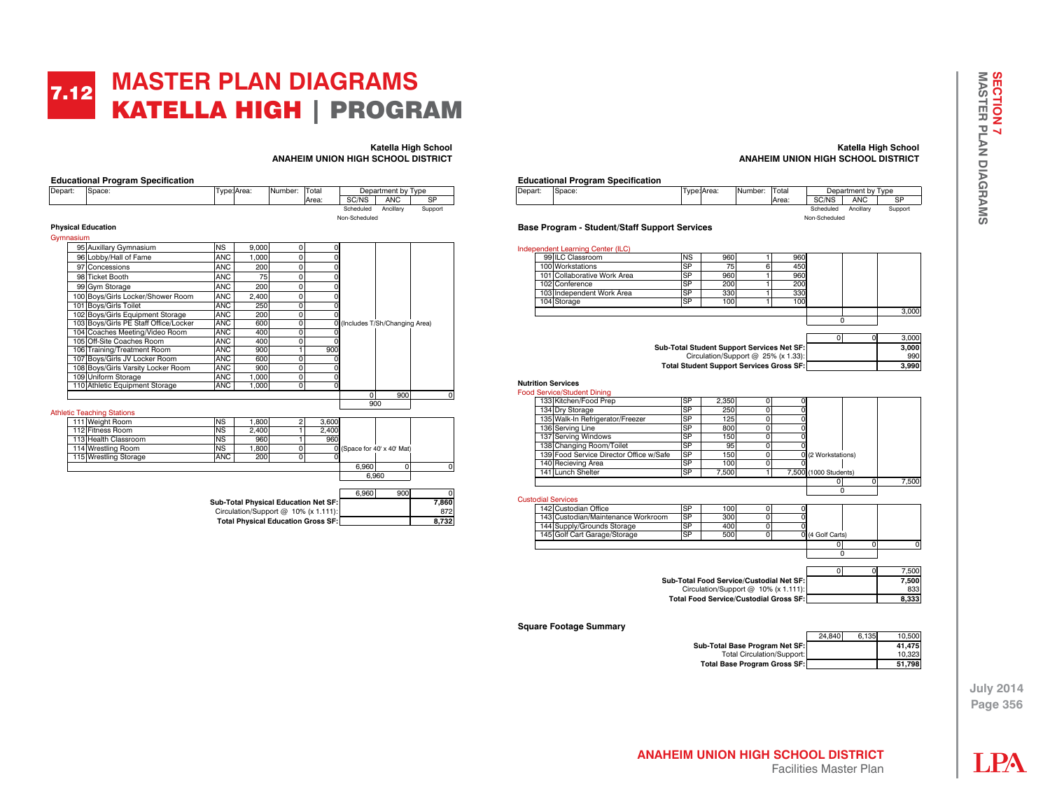# 7.12 MASTER PLAN DIAGRAMS
# KATELLA HIGH | PROGRAM

**Katella High School**
**ANAHEIM UNION HIGH SCHOOL DISTRICT**

### Educational Program Specification

| Depart: | Space: | Type: | Area: | Number: | Total Area: | Department by Type | | |
|---|---|---|---|---|---|---|---|---|
| | | | | | | SC/NS | ANC | SP |
| | | | | | | Scheduled Non-Scheduled | Ancillary | Support |
| **Physical Education** | | | | | | | | |
| Gymnasium | | | | | | | | |
| 95 | Auxillary Gymnasium | NS | 9,000 | 0 | 0 | | | |
| 96 | Lobby/Hall of Fame | ANC | 1,000 | 0 | 0 | | | |
| 97 | Concessions | ANC | 200 | 0 | 0 | | | |
| 98 | Ticket Booth | ANC | 75 | 0 | 0 | | | |
| 99 | Gym Storage | ANC | 200 | 0 | 0 | | | |
| 100 | Boys/Girls Locker/Shower Room | ANC | 2,400 | 0 | 0 | | | |
| 101 | Boys/Girls Toilet | ANC | 250 | 0 | 0 | | | |
| 102 | Boys/Girls Equipment Storage | ANC | 200 | 0 | 0 | | | |
| 103 | Boys/Girls PE Staff Office/Locker | ANC | 600 | 0 | 0 | (Includes T/Sh/Changing Area) | | |
| 104 | Coaches Meeting/Video Room | ANC | 400 | 0 | 0 | | | |
| 105 | Off-Site Coaches Room | ANC | 400 | 0 | 0 | | | |
| 106 | Training/Treatment Room | ANC | 900 | 1 | 900 | | | |
| 107 | Boys/Girls JV Locker Room | ANC | 600 | 0 | 0 | | | |
| 108 | Boys/Girls Varsity Locker Room | ANC | 900 | 0 | 0 | | | |
| 109 | Uniform Storage | ANC | 1,000 | 0 | 0 | | | |
| 110 | Athletic Equipment Storage | ANC | 1,000 | 0 | 0 | | | |
| | | | | | | 0 | 900 | 0 |
| | | | | | | 900 | | |
| Athletic Teaching Stations | | | | | | | | |
| 111 | Weight Room | NS | 1,800 | 2 | 3,600 | | | |
| 112 | Fitness Room | NS | 2,400 | 1 | 2,400 | | | |
| 113 | Health Classroom | NS | 960 | 1 | 960 | | | |
| 114 | Wrestling Room | NS | 1,800 | 0 | 0 | (Space for 40' x 40' Mat) | | |
| 115 | Wrestling Storage | ANC | 200 | 0 | 0 | | | |
| | | | | | | 6,960 | 0 | 0 |
| | | | | | | 6,960 | | |
| | | | | | | 6,960 | 900 | 0 |
| | Sub-Total Physical Education Net SF: | | | | | | | 7,860 |
| | Circulation/Support @ 10% (x 1.111): | | | | | | | 872 |
| | Total Physical Education Gross SF: | | | | | | | 8,732 |

**Katella High School**
**ANAHEIM UNION HIGH SCHOOL DISTRICT**

### Educational Program Specification

| Depart: | Space: | Type: | Area: | Number: | Total Area: | Department by Type | | |
|---|---|---|---|---|---|---|---|---|
| | | | | | | SC/NS | ANC | SP |
| | | | | | | Scheduled Non-Scheduled | Ancillary | Support |
| **Base Program - Student/Staff Support Services** | | | | | | | | |
| Independent Learning Center (ILC) | | | | | | | | |
| 99 | ILC Classroom | NS | 960 | 1 | 960 | | | |
| 100 | Workstations | SP | 75 | 6 | 450 | | | |
| 101 | Collaborative Work Area | SP | 960 | 1 | 960 | | | |
| 102 | Conference | SP | 200 | 1 | 200 | | | |
| 103 | Independent Work Area | SP | 330 | 1 | 330 | | | |
| 104 | Storage | SP | 100 | 1 | 100 | | | |
| | | | | | | | | 3,000 |
| | | | | | | | 0 | |
| | | | | | | 0 | 0 | 3,000 |
| | Sub-Total Student Support Services Net SF: | | | | | | | 3,000 |
| | Circulation/Support @ 25% (x 1.33): | | | | | | | 990 |
| | Total Student Support Services Gross SF: | | | | | | | 3,990 |
| **Nutrition Services** | | | | | | | | |
| Food Service/Student Dining | | | | | | | | |
| 133 | Kitchen/Food Prep | SP | 2,350 | 0 | 0 | | | |
| 134 | Dry Storage | SP | 250 | 0 | 0 | | | |
| 135 | Walk-In Refrigerator/Freezer | SP | 125 | 0 | 0 | | | |
| 136 | Serving Line | SP | 800 | 0 | 0 | | | |
| 137 | Serving Windows | SP | 150 | 0 | 0 | | | |
| 138 | Changing Room/Toilet | SP | 95 | 0 | 0 | | | |
| 139 | Food Service Director Office w/Sale | SP | 150 | 0 | 0 | (2 Workstations) | | |
| 140 | Recieving Area | SP | 100 | 0 | 0 | | | |
| 141 | Lunch Shelter | SP | 7,500 | 1 | 7,500 | (1000 Students) | | |
| | | | | | | 0 | 0 | 7,500 |
| | | | | | | | 0 | |
| Custodial Services | | | | | | | | |
| 142 | Custodian Office | SP | 100 | 0 | 0 | | | |
| 143 | Custodian/Maintenance Workroom | SP | 300 | 0 | 0 | | | |
| 144 | Supply/Grounds Storage | SP | 400 | 0 | 0 | | | |
| 145 | Golf Cart Garage/Storage | SP | 500 | 0 | 0 | (4 Golf Carts) | | |
| | | | | | | 0 | 0 | 0 |
| | | | | | | | 0 | |
| | | | | | | 0 | 0 | 7,500 |
| | Sub-Total Food Service/Custodial Net SF: | | | | | | | 7,500 |
| | Circulation/Support @ 10% (x 1.111): | | | | | | | 833 |
| | Total Food Service/Custodial Gross SF: | | | | | | | 8,333 |

### Square Footage Summary

| | SC/NS | ANC | SP |
|---|---|---|---|
| | 24,840 | 6,135 | 10,500 |
| Sub-Total Base Program Net SF: | | | 41,475 |
| Total Circulation/Support: | | | 10,323 |
| Total Base Program Gross SF: | | | 51,798 |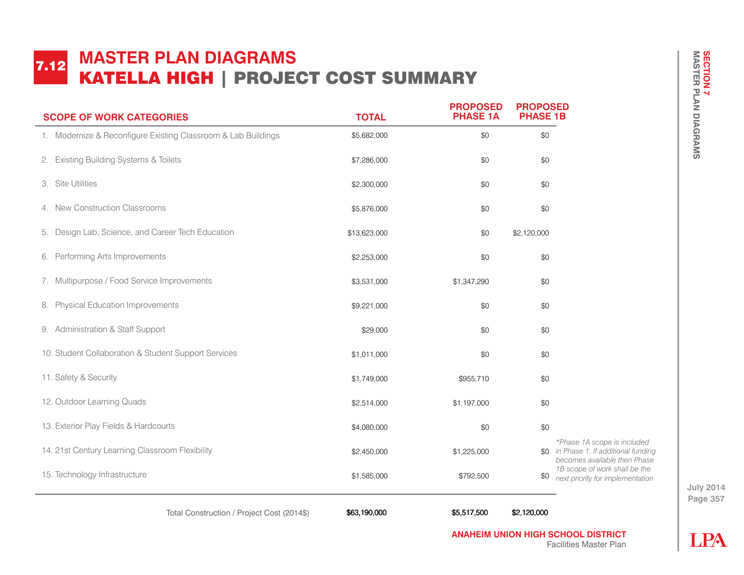# 7.12 MASTER PLAN DIAGRAMS

## KATELLA HIGH | PROJECT COST SUMMARY

| SCOPE OF WORK CATEGORIES | TOTAL | PROPOSED PHASE 1A | PROPOSED PHASE 1B |
|---|---|---|---|
| 1. Modernize & Reconfigure Existing Classroom & Lab Buildings | $5,682,000 | $0 | $0 |
| 2. Existing Building Systems & Toilets | $7,286,000 | $0 | $0 |
| 3. Site Utilities | $2,300,000 | $0 | $0 |
| 4. New Construction Classrooms | $5,876,000 | $0 | $0 |
| 5. Design Lab, Science, and Career Tech Education | $13,623,000 | $0 | $2,120,000 |
| 6. Performing Arts Improvements | $2,253,000 | $0 | $0 |
| 7. Multipurpose / Food Service Improvements | $3,531,000 | $1,347,290 | $0 |
| 8. Physical Education Improvements | $9,221,000 | $0 | $0 |
| 9. Administration & Staff Support | $29,000 | $0 | $0 |
| 10. Student Collaboration & Student Support Services | $1,011,000 | $0 | $0 |
| 11. Safety & Security | $1,749,000 | $955,710 | $0 |
| 12. Outdoor Learning Quads | $2,514,000 | $1,197,000 | $0 |
| 13. Exterior Play Fields & Hardcourts | $4,080,000 | $0 | $0 |
| 14. 21st Century Learning Classroom Flexibility | $2,450,000 | $1,225,000 | $0 |
| 15. Technology Infrastructure | $1,585,000 | $792,500 | $0 |
| Total Construction / Project Cost (2014$) | $63,190,000 | $5,517,500 | $2,120,000 |

*\*Phase 1A scope is included in Phase 1. If additional funding becomes available then Phase 1B scope of work shall be the next priority for implementation*

**ANAHEIM UNION HIGH SCHOOL DISTRICT**
Facilities Master Plan